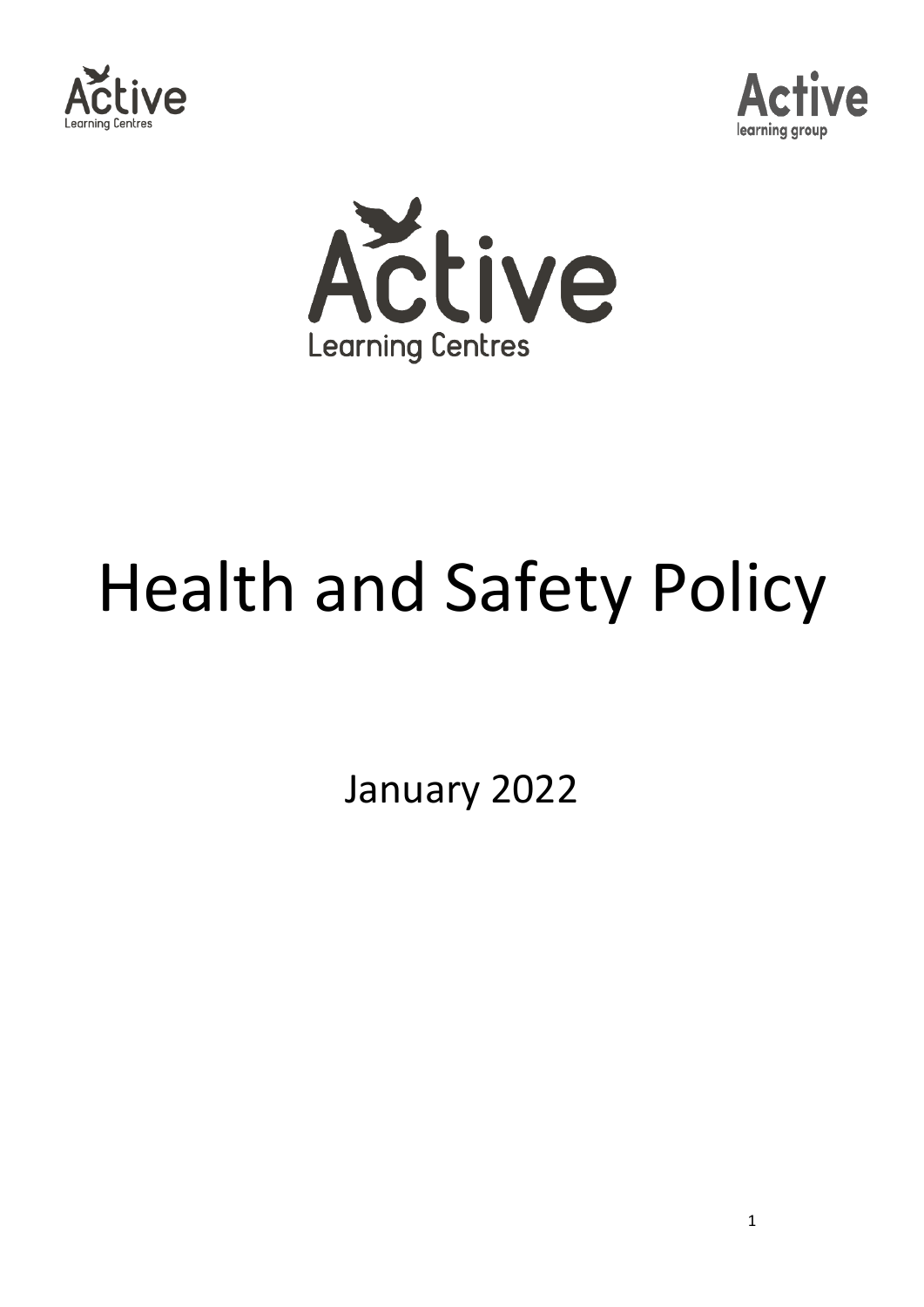# Health and Safety Policy

January 2022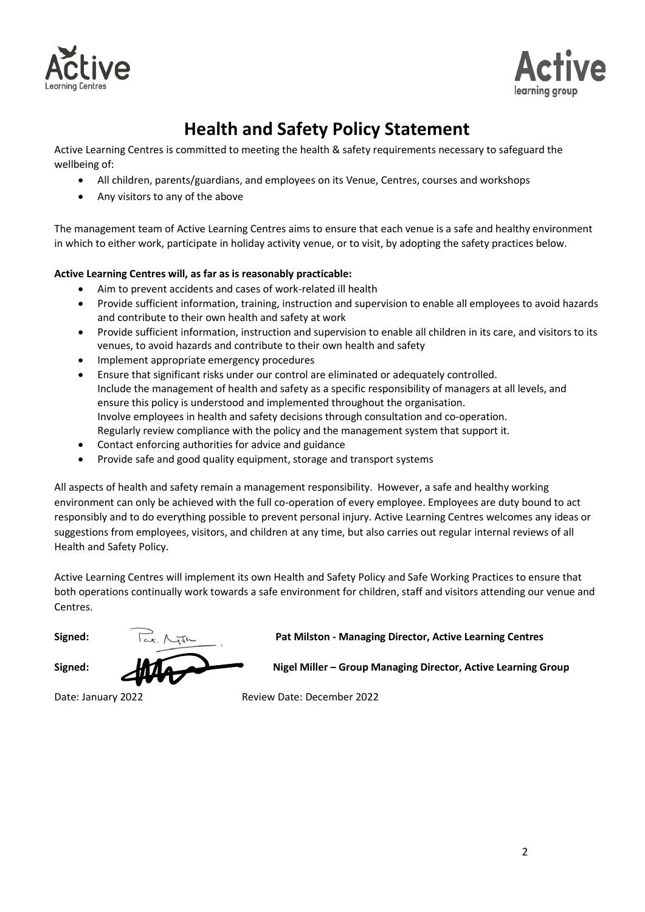# Health and Safety Policy Statement

Active Learning Centres is committed to meeting the health & safety requirements necessary to safeguard the wellbeing of:

- All children, parents/guardians, and employees on its Venue, Centres, courses and workshops
- Any visitors to any of the above

The management team of Active Learning Centres aims to ensure that each venue is a safe and healthy environment in which to either work, participate in holiday activity venue, or to visit, by adopting the safety practices below.

**Active Learning Centres will, as far as is reasonably practicable:**

- Aim to prevent accidents and cases of work-related ill health
- Provide sufficient information, training, instruction and supervision to enable all employees to avoid hazards and contribute to their own health and safety at work
- Provide sufficient information, instruction and supervision to enable all children in its care, and visitors to its venues, to avoid hazards and contribute to their own health and safety
- Implement appropriate emergency procedures
- Ensure that significant risks under our control are eliminated or adequately controlled.
  Include the management of health and safety as a specific responsibility of managers at all levels, and ensure this policy is understood and implemented throughout the organisation.
  Involve employees in health and safety decisions through consultation and co-operation.
  Regularly review compliance with the policy and the management system that support it.
- Contact enforcing authorities for advice and guidance
- Provide safe and good quality equipment, storage and transport systems

All aspects of health and safety remain a management responsibility. However, a safe and healthy working environment can only be achieved with the full co-operation of every employee. Employees are duty bound to act responsibly and to do everything possible to prevent personal injury. Active Learning Centres welcomes any ideas or suggestions from employees, visitors, and children at any time, but also carries out regular internal reviews of all Health and Safety Policy.

Active Learning Centres will implement its own Health and Safety Policy and Safe Working Practices to ensure that both operations continually work towards a safe environment for children, staff and visitors attending our venue and Centres.

**Signed:** **Pat Milston - Managing Director, Active Learning Centres**

**Signed:** **Nigel Miller – Group Managing Director, Active Learning Group**

Date: January 2022 Review Date: December 2022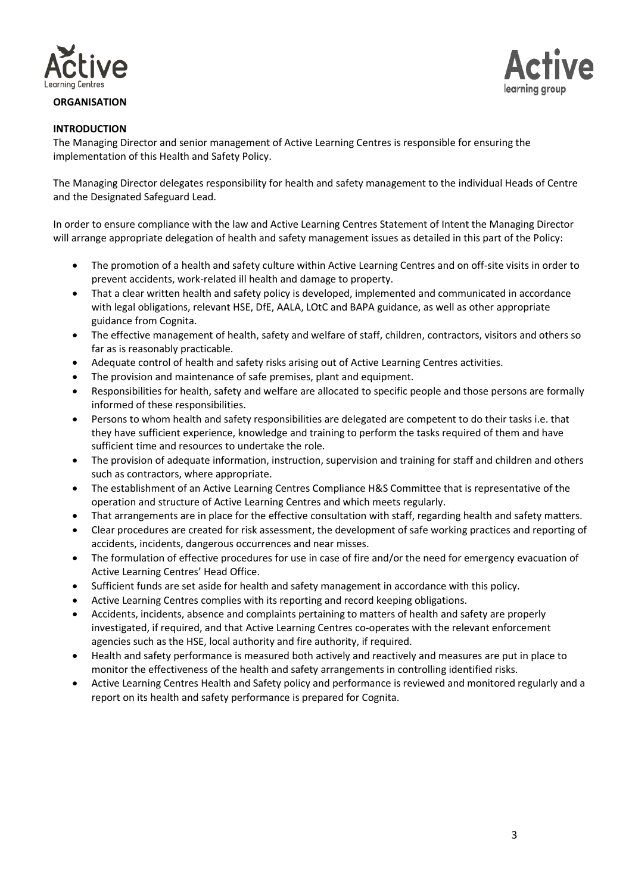**ORGANISATION**

**INTRODUCTION**

The Managing Director and senior management of Active Learning Centres is responsible for ensuring the implementation of this Health and Safety Policy.

The Managing Director delegates responsibility for health and safety management to the individual Heads of Centre and the Designated Safeguard Lead.

In order to ensure compliance with the law and Active Learning Centres Statement of Intent the Managing Director will arrange appropriate delegation of health and safety management issues as detailed in this part of the Policy:

- The promotion of a health and safety culture within Active Learning Centres and on off-site visits in order to prevent accidents, work-related ill health and damage to property.
- That a clear written health and safety policy is developed, implemented and communicated in accordance with legal obligations, relevant HSE, DfE, AALA, LOtC and BAPA guidance, as well as other appropriate guidance from Cognita.
- The effective management of health, safety and welfare of staff, children, contractors, visitors and others so far as is reasonably practicable.
- Adequate control of health and safety risks arising out of Active Learning Centres activities.
- The provision and maintenance of safe premises, plant and equipment.
- Responsibilities for health, safety and welfare are allocated to specific people and those persons are formally informed of these responsibilities.
- Persons to whom health and safety responsibilities are delegated are competent to do their tasks i.e. that they have sufficient experience, knowledge and training to perform the tasks required of them and have sufficient time and resources to undertake the role.
- The provision of adequate information, instruction, supervision and training for staff and children and others such as contractors, where appropriate.
- The establishment of an Active Learning Centres Compliance H&S Committee that is representative of the operation and structure of Active Learning Centres and which meets regularly.
- That arrangements are in place for the effective consultation with staff, regarding health and safety matters.
- Clear procedures are created for risk assessment, the development of safe working practices and reporting of accidents, incidents, dangerous occurrences and near misses.
- The formulation of effective procedures for use in case of fire and/or the need for emergency evacuation of Active Learning Centres' Head Office.
- Sufficient funds are set aside for health and safety management in accordance with this policy.
- Active Learning Centres complies with its reporting and record keeping obligations.
- Accidents, incidents, absence and complaints pertaining to matters of health and safety are properly investigated, if required, and that Active Learning Centres co-operates with the relevant enforcement agencies such as the HSE, local authority and fire authority, if required.
- Health and safety performance is measured both actively and reactively and measures are put in place to monitor the effectiveness of the health and safety arrangements in controlling identified risks.
- Active Learning Centres Health and Safety policy and performance is reviewed and monitored regularly and a report on its health and safety performance is prepared for Cognita.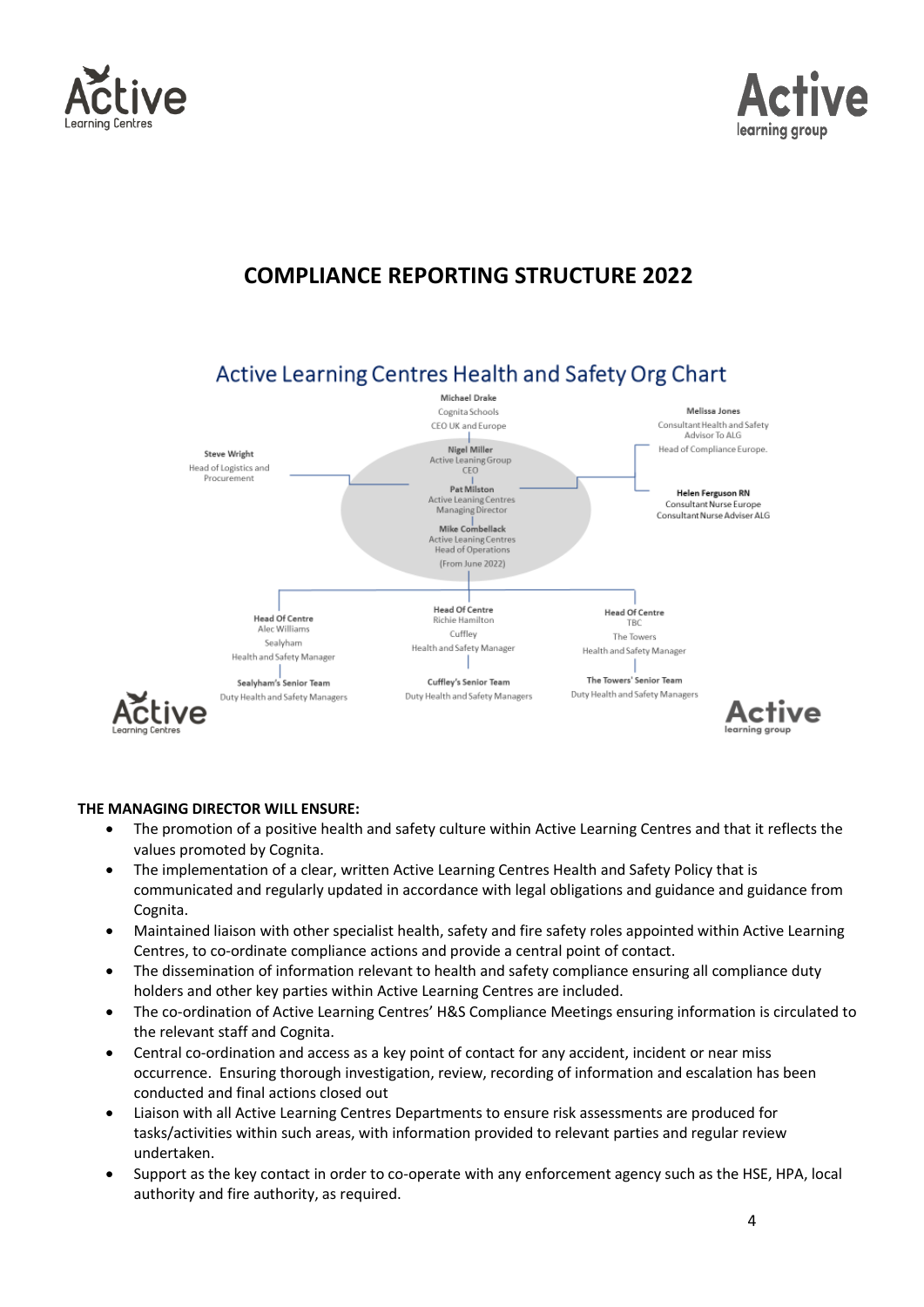## COMPLIANCE REPORTING STRUCTURE 2022

### Active Learning Centres Health and Safety Org Chart

**Michael Drake**
Cognita Schools
CEO UK and Europe

**Nigel Miller**
Active Leaning Group
CEO

**Pat Milston**
Active Leaning Centres
Managing Director

**Mike Combellack**
Active Leaning Centres
Head of Operations
(From June 2022)

**Steve Wright**
Head of Logistics and Procurement

**Melissa Jones**
Consultant Health and Safety Advisor To ALG
Head of Compliance Europe.

**Helen Ferguson RN**
Consultant Nurse Europe
Consultant Nurse Adviser ALG

**Head Of Centre**
Alec Williams
Sealyham
Health and Safety Manager

**Sealyham's Senior Team**
Duty Health and Safety Managers

**Head Of Centre**
Richie Hamilton
Cuffley
Health and Safety Manager

**Cuffley's Senior Team**
Duty Health and Safety Managers

**Head Of Centre**
TBC
The Towers
Health and Safety Manager

**The Towers' Senior Team**
Duty Health and Safety Managers

**THE MANAGING DIRECTOR WILL ENSURE:**

- The promotion of a positive health and safety culture within Active Learning Centres and that it reflects the values promoted by Cognita.
- The implementation of a clear, written Active Learning Centres Health and Safety Policy that is communicated and regularly updated in accordance with legal obligations and guidance and guidance from Cognita.
- Maintained liaison with other specialist health, safety and fire safety roles appointed within Active Learning Centres, to co-ordinate compliance actions and provide a central point of contact.
- The dissemination of information relevant to health and safety compliance ensuring all compliance duty holders and other key parties within Active Learning Centres are included.
- The co-ordination of Active Learning Centres' H&S Compliance Meetings ensuring information is circulated to the relevant staff and Cognita.
- Central co-ordination and access as a key point of contact for any accident, incident or near miss occurrence. Ensuring thorough investigation, review, recording of information and escalation has been conducted and final actions closed out
- Liaison with all Active Learning Centres Departments to ensure risk assessments are produced for tasks/activities within such areas, with information provided to relevant parties and regular review undertaken.
- Support as the key contact in order to co-operate with any enforcement agency such as the HSE, HPA, local authority and fire authority, as required.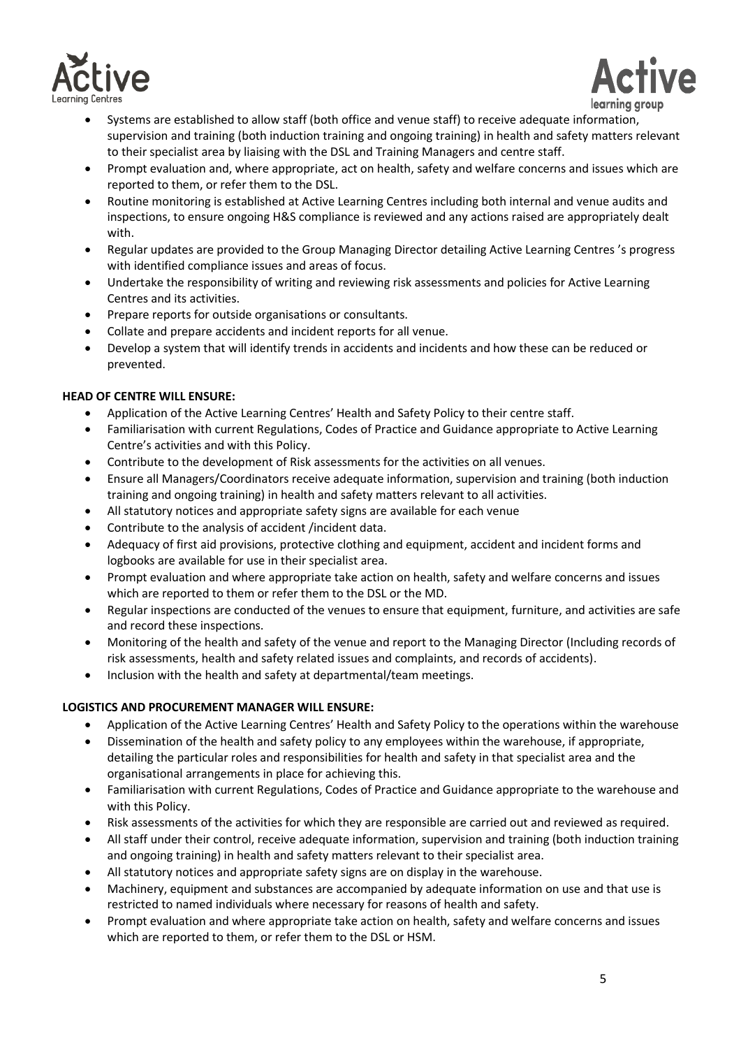- Systems are established to allow staff (both office and venue staff) to receive adequate information, supervision and training (both induction training and ongoing training) in health and safety matters relevant to their specialist area by liaising with the DSL and Training Managers and centre staff.
- Prompt evaluation and, where appropriate, act on health, safety and welfare concerns and issues which are reported to them, or refer them to the DSL.
- Routine monitoring is established at Active Learning Centres including both internal and venue audits and inspections, to ensure ongoing H&S compliance is reviewed and any actions raised are appropriately dealt with.
- Regular updates are provided to the Group Managing Director detailing Active Learning Centres 's progress with identified compliance issues and areas of focus.
- Undertake the responsibility of writing and reviewing risk assessments and policies for Active Learning Centres and its activities.
- Prepare reports for outside organisations or consultants.
- Collate and prepare accidents and incident reports for all venue.
- Develop a system that will identify trends in accidents and incidents and how these can be reduced or prevented.

**HEAD OF CENTRE WILL ENSURE:**

- Application of the Active Learning Centres' Health and Safety Policy to their centre staff.
- Familiarisation with current Regulations, Codes of Practice and Guidance appropriate to Active Learning Centre's activities and with this Policy.
- Contribute to the development of Risk assessments for the activities on all venues.
- Ensure all Managers/Coordinators receive adequate information, supervision and training (both induction training and ongoing training) in health and safety matters relevant to all activities.
- All statutory notices and appropriate safety signs are available for each venue
- Contribute to the analysis of accident /incident data.
- Adequacy of first aid provisions, protective clothing and equipment, accident and incident forms and logbooks are available for use in their specialist area.
- Prompt evaluation and where appropriate take action on health, safety and welfare concerns and issues which are reported to them or refer them to the DSL or the MD.
- Regular inspections are conducted of the venues to ensure that equipment, furniture, and activities are safe and record these inspections.
- Monitoring of the health and safety of the venue and report to the Managing Director (Including records of risk assessments, health and safety related issues and complaints, and records of accidents).
- Inclusion with the health and safety at departmental/team meetings.

**LOGISTICS AND PROCUREMENT MANAGER WILL ENSURE:**

- Application of the Active Learning Centres' Health and Safety Policy to the operations within the warehouse
- Dissemination of the health and safety policy to any employees within the warehouse, if appropriate, detailing the particular roles and responsibilities for health and safety in that specialist area and the organisational arrangements in place for achieving this.
- Familiarisation with current Regulations, Codes of Practice and Guidance appropriate to the warehouse and with this Policy.
- Risk assessments of the activities for which they are responsible are carried out and reviewed as required.
- All staff under their control, receive adequate information, supervision and training (both induction training and ongoing training) in health and safety matters relevant to their specialist area.
- All statutory notices and appropriate safety signs are on display in the warehouse.
- Machinery, equipment and substances are accompanied by adequate information on use and that use is restricted to named individuals where necessary for reasons of health and safety.
- Prompt evaluation and where appropriate take action on health, safety and welfare concerns and issues which are reported to them, or refer them to the DSL or HSM.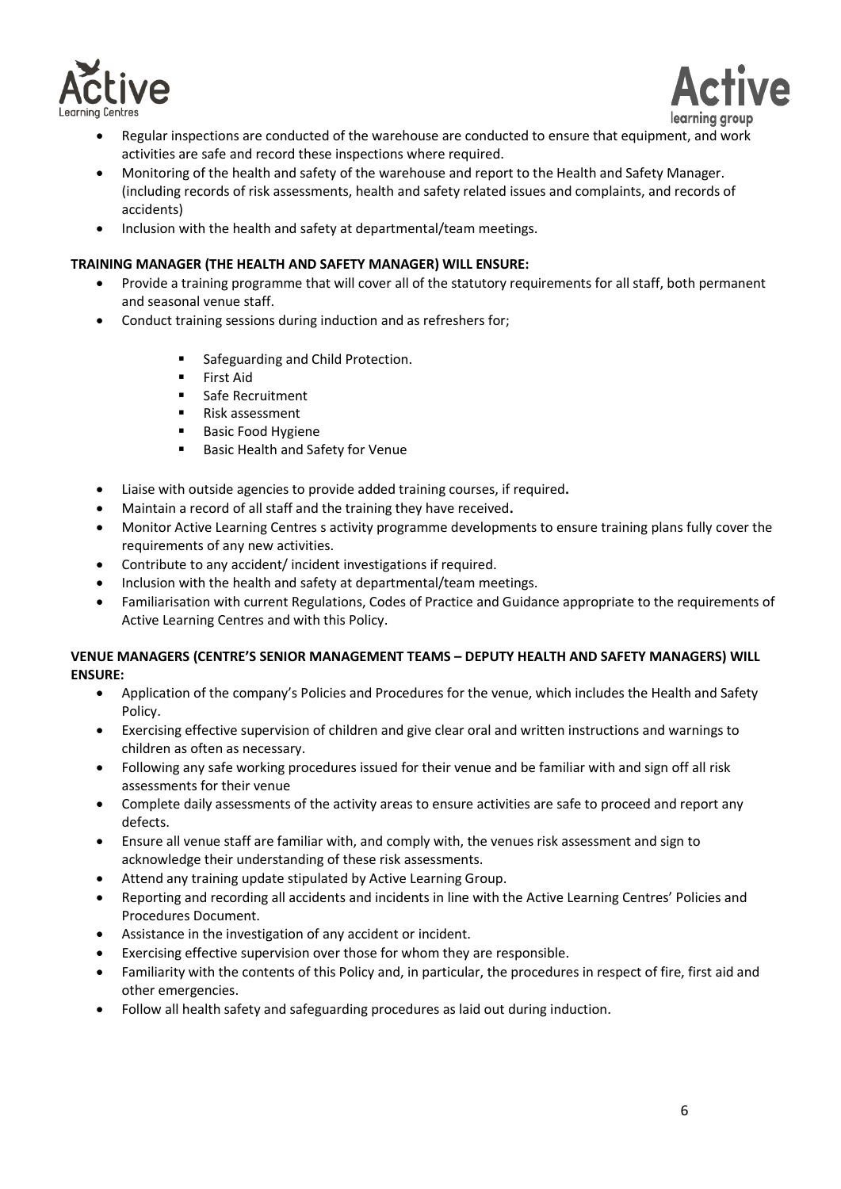- Regular inspections are conducted of the warehouse are conducted to ensure that equipment, and work activities are safe and record these inspections where required.
- Monitoring of the health and safety of the warehouse and report to the Health and Safety Manager. (including records of risk assessments, health and safety related issues and complaints, and records of accidents)
- Inclusion with the health and safety at departmental/team meetings.

**TRAINING MANAGER (THE HEALTH AND SAFETY MANAGER) WILL ENSURE:**

- Provide a training programme that will cover all of the statutory requirements for all staff, both permanent and seasonal venue staff.
- Conduct training sessions during induction and as refreshers for;
    - Safeguarding and Child Protection.
    - First Aid
    - Safe Recruitment
    - Risk assessment
    - Basic Food Hygiene
    - Basic Health and Safety for Venue
- Liaise with outside agencies to provide added training courses, if required**.**
- Maintain a record of all staff and the training they have received**.**
- Monitor Active Learning Centres s activity programme developments to ensure training plans fully cover the requirements of any new activities.
- Contribute to any accident/ incident investigations if required.
- Inclusion with the health and safety at departmental/team meetings.
- Familiarisation with current Regulations, Codes of Practice and Guidance appropriate to the requirements of Active Learning Centres and with this Policy.

**VENUE MANAGERS (CENTRE'S SENIOR MANAGEMENT TEAMS – DEPUTY HEALTH AND SAFETY MANAGERS) WILL ENSURE:**

- Application of the company's Policies and Procedures for the venue, which includes the Health and Safety Policy.
- Exercising effective supervision of children and give clear oral and written instructions and warnings to children as often as necessary.
- Following any safe working procedures issued for their venue and be familiar with and sign off all risk assessments for their venue
- Complete daily assessments of the activity areas to ensure activities are safe to proceed and report any defects.
- Ensure all venue staff are familiar with, and comply with, the venues risk assessment and sign to acknowledge their understanding of these risk assessments.
- Attend any training update stipulated by Active Learning Group.
- Reporting and recording all accidents and incidents in line with the Active Learning Centres' Policies and Procedures Document.
- Assistance in the investigation of any accident or incident.
- Exercising effective supervision over those for whom they are responsible.
- Familiarity with the contents of this Policy and, in particular, the procedures in respect of fire, first aid and other emergencies.
- Follow all health safety and safeguarding procedures as laid out during induction.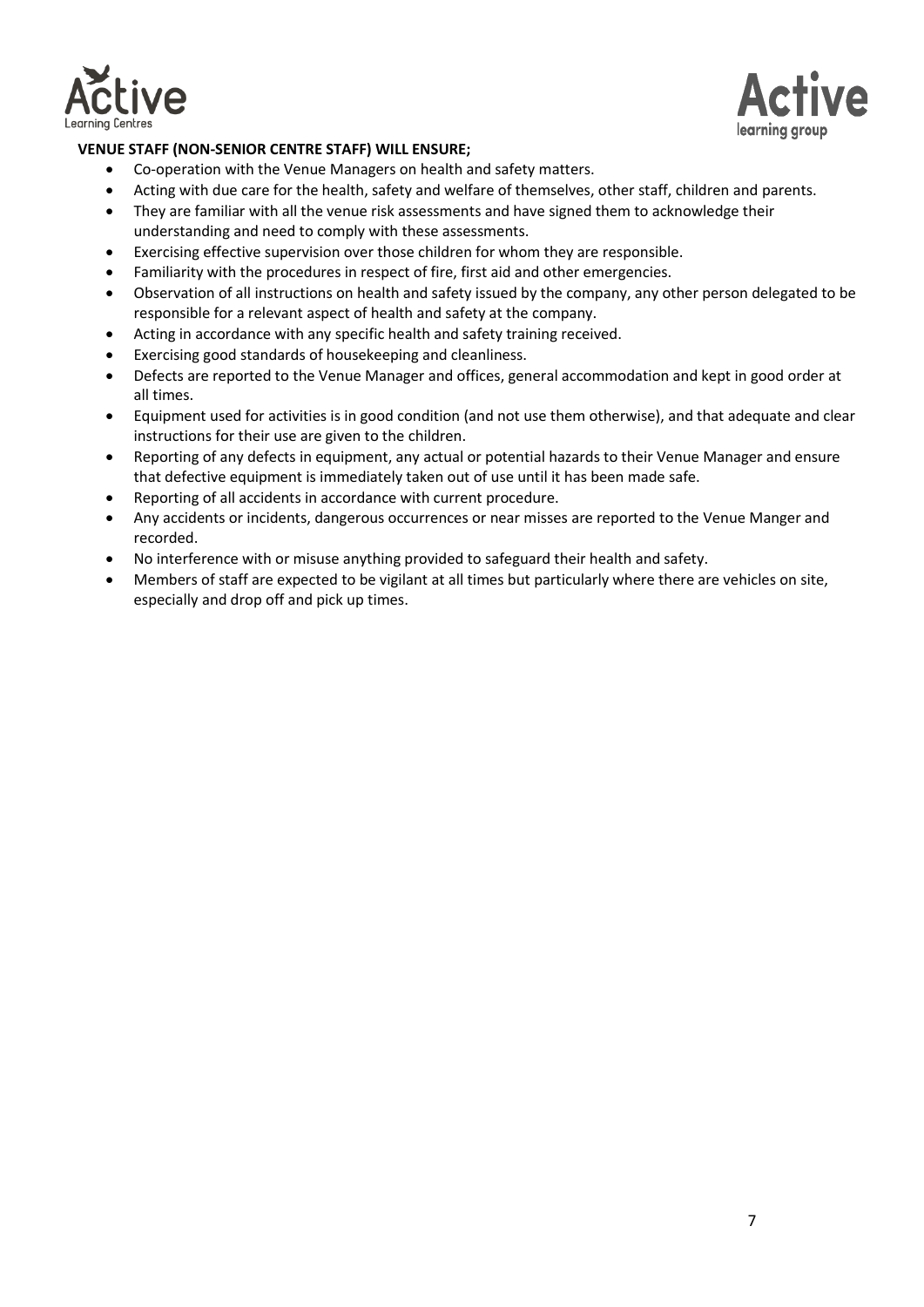**VENUE STAFF (NON-SENIOR CENTRE STAFF) WILL ENSURE;**

- Co-operation with the Venue Managers on health and safety matters.
- Acting with due care for the health, safety and welfare of themselves, other staff, children and parents.
- They are familiar with all the venue risk assessments and have signed them to acknowledge their understanding and need to comply with these assessments.
- Exercising effective supervision over those children for whom they are responsible.
- Familiarity with the procedures in respect of fire, first aid and other emergencies.
- Observation of all instructions on health and safety issued by the company, any other person delegated to be responsible for a relevant aspect of health and safety at the company.
- Acting in accordance with any specific health and safety training received.
- Exercising good standards of housekeeping and cleanliness.
- Defects are reported to the Venue Manager and offices, general accommodation and kept in good order at all times.
- Equipment used for activities is in good condition (and not use them otherwise), and that adequate and clear instructions for their use are given to the children.
- Reporting of any defects in equipment, any actual or potential hazards to their Venue Manager and ensure that defective equipment is immediately taken out of use until it has been made safe.
- Reporting of all accidents in accordance with current procedure.
- Any accidents or incidents, dangerous occurrences or near misses are reported to the Venue Manger and recorded.
- No interference with or misuse anything provided to safeguard their health and safety.
- Members of staff are expected to be vigilant at all times but particularly where there are vehicles on site, especially and drop off and pick up times.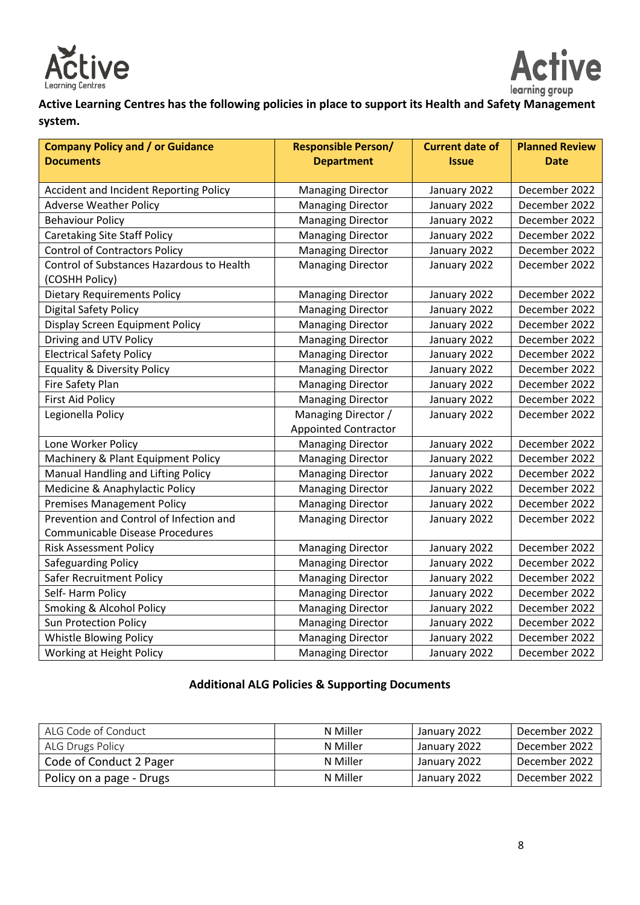**Active Learning Centres has the following policies in place to support its Health and Safety Management system.**

| Company Policy and / or Guidance Documents | Responsible Person/ Department | Current date of Issue | Planned Review Date |
|---|---|---|---|
| Accident and Incident Reporting Policy | Managing Director | January 2022 | December 2022 |
| Adverse Weather Policy | Managing Director | January 2022 | December 2022 |
| Behaviour Policy | Managing Director | January 2022 | December 2022 |
| Caretaking Site Staff Policy | Managing Director | January 2022 | December 2022 |
| Control of Contractors Policy | Managing Director | January 2022 | December 2022 |
| Control of Substances Hazardous to Health (COSHH Policy) | Managing Director | January 2022 | December 2022 |
| Dietary Requirements Policy | Managing Director | January 2022 | December 2022 |
| Digital Safety Policy | Managing Director | January 2022 | December 2022 |
| Display Screen Equipment Policy | Managing Director | January 2022 | December 2022 |
| Driving and UTV Policy | Managing Director | January 2022 | December 2022 |
| Electrical Safety Policy | Managing Director | January 2022 | December 2022 |
| Equality & Diversity Policy | Managing Director | January 2022 | December 2022 |
| Fire Safety Plan | Managing Director | January 2022 | December 2022 |
| First Aid Policy | Managing Director | January 2022 | December 2022 |
| Legionella Policy | Managing Director / Appointed Contractor | January 2022 | December 2022 |
| Lone Worker Policy | Managing Director | January 2022 | December 2022 |
| Machinery & Plant Equipment Policy | Managing Director | January 2022 | December 2022 |
| Manual Handling and Lifting Policy | Managing Director | January 2022 | December 2022 |
| Medicine & Anaphylactic Policy | Managing Director | January 2022 | December 2022 |
| Premises Management Policy | Managing Director | January 2022 | December 2022 |
| Prevention and Control of Infection and Communicable Disease Procedures | Managing Director | January 2022 | December 2022 |
| Risk Assessment Policy | Managing Director | January 2022 | December 2022 |
| Safeguarding Policy | Managing Director | January 2022 | December 2022 |
| Safer Recruitment Policy | Managing Director | January 2022 | December 2022 |
| Self- Harm Policy | Managing Director | January 2022 | December 2022 |
| Smoking & Alcohol Policy | Managing Director | January 2022 | December 2022 |
| Sun Protection Policy | Managing Director | January 2022 | December 2022 |
| Whistle Blowing Policy | Managing Director | January 2022 | December 2022 |
| Working at Height Policy | Managing Director | January 2022 | December 2022 |

**Additional ALG Policies & Supporting Documents**

| | | | |
|---|---|---|---|
| ALG Code of Conduct | N Miller | January 2022 | December 2022 |
| ALG Drugs Policy | N Miller | January 2022 | December 2022 |
| Code of Conduct 2 Pager | N Miller | January 2022 | December 2022 |
| Policy on a page - Drugs | N Miller | January 2022 | December 2022 |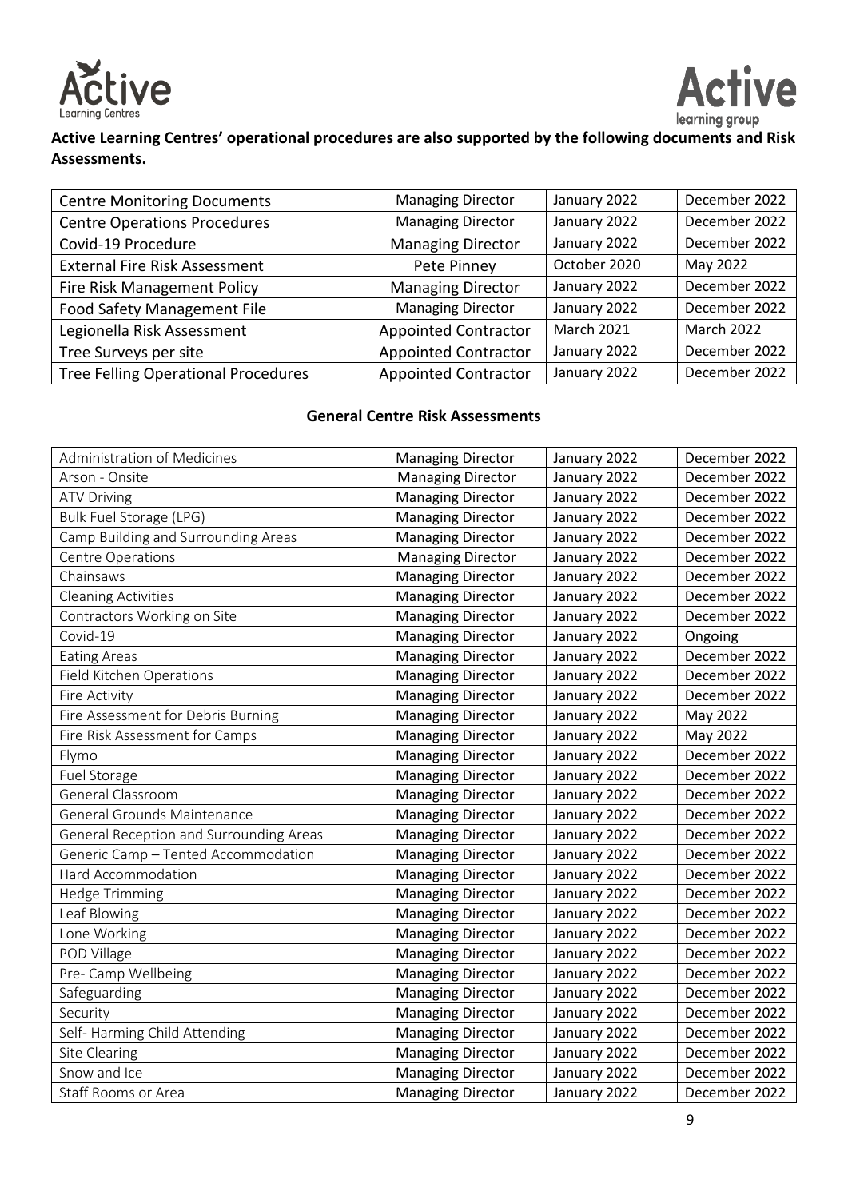**Active Learning Centres' operational procedures are also supported by the following documents and Risk Assessments.**

| | | | |
|---|---|---|---|
| Centre Monitoring Documents | Managing Director | January 2022 | December 2022 |
| Centre Operations Procedures | Managing Director | January 2022 | December 2022 |
| Covid-19 Procedure | Managing Director | January 2022 | December 2022 |
| External Fire Risk Assessment | Pete Pinney | October 2020 | May 2022 |
| Fire Risk Management Policy | Managing Director | January 2022 | December 2022 |
| Food Safety Management File | Managing Director | January 2022 | December 2022 |
| Legionella Risk Assessment | Appointed Contractor | March 2021 | March 2022 |
| Tree Surveys per site | Appointed Contractor | January 2022 | December 2022 |
| Tree Felling Operational Procedures | Appointed Contractor | January 2022 | December 2022 |

**General Centre Risk Assessments**

| | | | |
|---|---|---|---|
| Administration of Medicines | Managing Director | January 2022 | December 2022 |
| Arson - Onsite | Managing Director | January 2022 | December 2022 |
| ATV Driving | Managing Director | January 2022 | December 2022 |
| Bulk Fuel Storage (LPG) | Managing Director | January 2022 | December 2022 |
| Camp Building and Surrounding Areas | Managing Director | January 2022 | December 2022 |
| Centre Operations | Managing Director | January 2022 | December 2022 |
| Chainsaws | Managing Director | January 2022 | December 2022 |
| Cleaning Activities | Managing Director | January 2022 | December 2022 |
| Contractors Working on Site | Managing Director | January 2022 | December 2022 |
| Covid-19 | Managing Director | January 2022 | Ongoing |
| Eating Areas | Managing Director | January 2022 | December 2022 |
| Field Kitchen Operations | Managing Director | January 2022 | December 2022 |
| Fire Activity | Managing Director | January 2022 | December 2022 |
| Fire Assessment for Debris Burning | Managing Director | January 2022 | May 2022 |
| Fire Risk Assessment for Camps | Managing Director | January 2022 | May 2022 |
| Flymo | Managing Director | January 2022 | December 2022 |
| Fuel Storage | Managing Director | January 2022 | December 2022 |
| General Classroom | Managing Director | January 2022 | December 2022 |
| General Grounds Maintenance | Managing Director | January 2022 | December 2022 |
| General Reception and Surrounding Areas | Managing Director | January 2022 | December 2022 |
| Generic Camp – Tented Accommodation | Managing Director | January 2022 | December 2022 |
| Hard Accommodation | Managing Director | January 2022 | December 2022 |
| Hedge Trimming | Managing Director | January 2022 | December 2022 |
| Leaf Blowing | Managing Director | January 2022 | December 2022 |
| Lone Working | Managing Director | January 2022 | December 2022 |
| POD Village | Managing Director | January 2022 | December 2022 |
| Pre- Camp Wellbeing | Managing Director | January 2022 | December 2022 |
| Safeguarding | Managing Director | January 2022 | December 2022 |
| Security | Managing Director | January 2022 | December 2022 |
| Self- Harming Child Attending | Managing Director | January 2022 | December 2022 |
| Site Clearing | Managing Director | January 2022 | December 2022 |
| Snow and Ice | Managing Director | January 2022 | December 2022 |
| Staff Rooms or Area | Managing Director | January 2022 | December 2022 |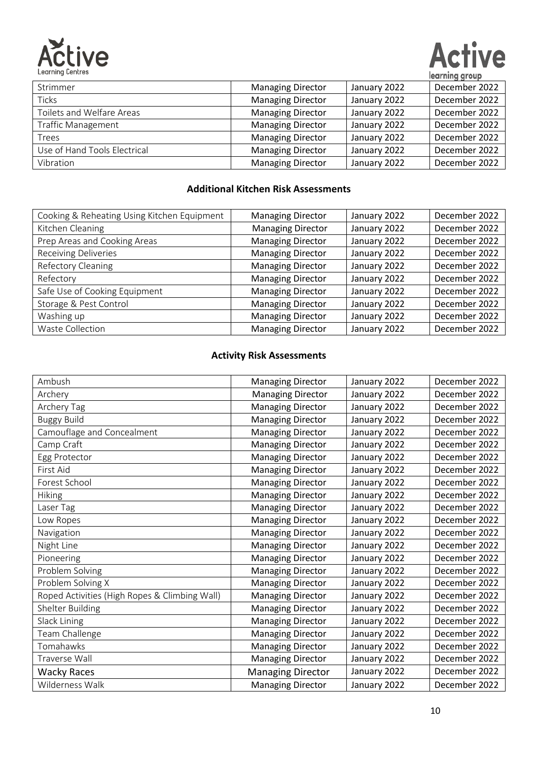| | | | |
|---|---|---|---|
| Strimmer | Managing Director | January 2022 | December 2022 |
| Ticks | Managing Director | January 2022 | December 2022 |
| Toilets and Welfare Areas | Managing Director | January 2022 | December 2022 |
| Traffic Management | Managing Director | January 2022 | December 2022 |
| Trees | Managing Director | January 2022 | December 2022 |
| Use of Hand Tools Electrical | Managing Director | January 2022 | December 2022 |
| Vibration | Managing Director | January 2022 | December 2022 |

### Additional Kitchen Risk Assessments

| | | | |
|---|---|---|---|
| Cooking & Reheating Using Kitchen Equipment | Managing Director | January 2022 | December 2022 |
| Kitchen Cleaning | Managing Director | January 2022 | December 2022 |
| Prep Areas and Cooking Areas | Managing Director | January 2022 | December 2022 |
| Receiving Deliveries | Managing Director | January 2022 | December 2022 |
| Refectory Cleaning | Managing Director | January 2022 | December 2022 |
| Refectory | Managing Director | January 2022 | December 2022 |
| Safe Use of Cooking Equipment | Managing Director | January 2022 | December 2022 |
| Storage & Pest Control | Managing Director | January 2022 | December 2022 |
| Washing up | Managing Director | January 2022 | December 2022 |
| Waste Collection | Managing Director | January 2022 | December 2022 |

### Activity Risk Assessments

| | | | |
|---|---|---|---|
| Ambush | Managing Director | January 2022 | December 2022 |
| Archery | Managing Director | January 2022 | December 2022 |
| Archery Tag | Managing Director | January 2022 | December 2022 |
| Buggy Build | Managing Director | January 2022 | December 2022 |
| Camouflage and Concealment | Managing Director | January 2022 | December 2022 |
| Camp Craft | Managing Director | January 2022 | December 2022 |
| Egg Protector | Managing Director | January 2022 | December 2022 |
| First Aid | Managing Director | January 2022 | December 2022 |
| Forest School | Managing Director | January 2022 | December 2022 |
| Hiking | Managing Director | January 2022 | December 2022 |
| Laser Tag | Managing Director | January 2022 | December 2022 |
| Low Ropes | Managing Director | January 2022 | December 2022 |
| Navigation | Managing Director | January 2022 | December 2022 |
| Night Line | Managing Director | January 2022 | December 2022 |
| Pioneering | Managing Director | January 2022 | December 2022 |
| Problem Solving | Managing Director | January 2022 | December 2022 |
| Problem Solving X | Managing Director | January 2022 | December 2022 |
| Roped Activities (High Ropes & Climbing Wall) | Managing Director | January 2022 | December 2022 |
| Shelter Building | Managing Director | January 2022 | December 2022 |
| Slack Lining | Managing Director | January 2022 | December 2022 |
| Team Challenge | Managing Director | January 2022 | December 2022 |
| Tomahawks | Managing Director | January 2022 | December 2022 |
| Traverse Wall | Managing Director | January 2022 | December 2022 |
| Wacky Races | Managing Director | January 2022 | December 2022 |
| Wilderness Walk | Managing Director | January 2022 | December 2022 |